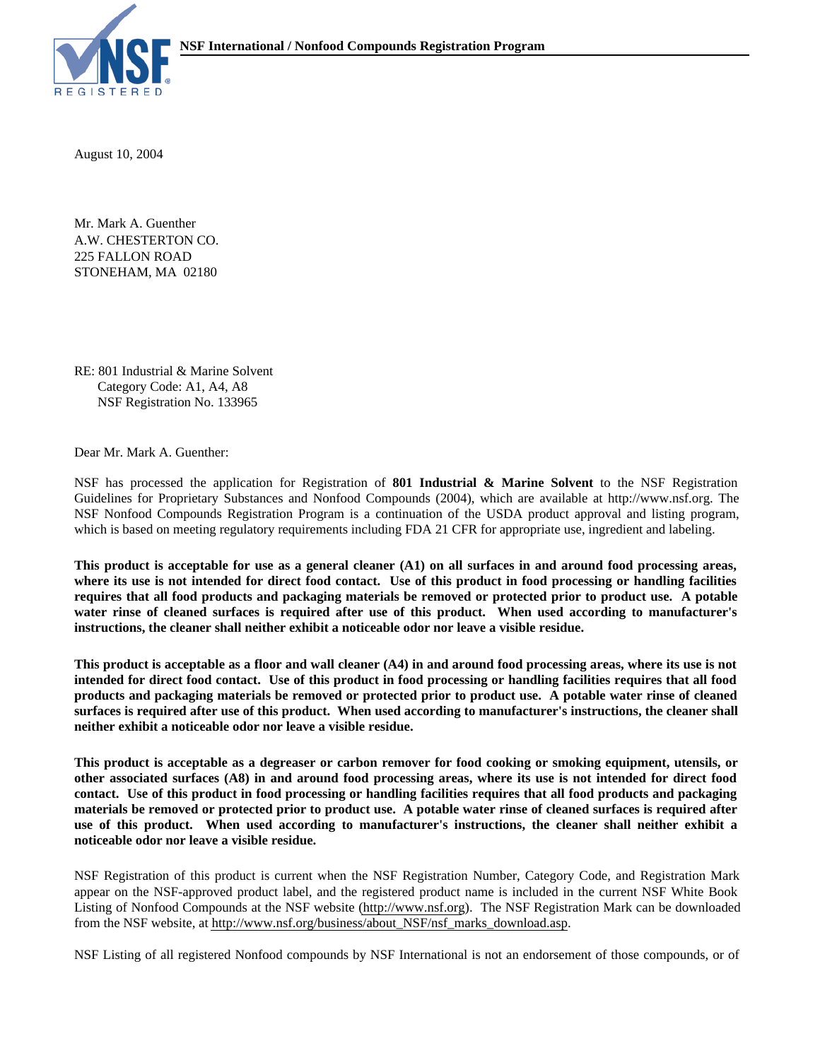**NSF International / Nonfood Compounds Registration Program**

August 10, 2004

Mr. Mark A. Guenther
A.W. CHESTERTON CO.
225 FALLON ROAD
STONEHAM, MA 02180

RE: 801 Industrial & Marine Solvent
Category Code: A1, A4, A8
NSF Registration No. 133965

Dear Mr. Mark A. Guenther:

NSF has processed the application for Registration of **801 Industrial & Marine Solvent** to the NSF Registration Guidelines for Proprietary Substances and Nonfood Compounds (2004), which are available at http://www.nsf.org. The NSF Nonfood Compounds Registration Program is a continuation of the USDA product approval and listing program, which is based on meeting regulatory requirements including FDA 21 CFR for appropriate use, ingredient and labeling.

**This product is acceptable for use as a general cleaner (A1) on all surfaces in and around food processing areas, where its use is not intended for direct food contact. Use of this product in food processing or handling facilities requires that all food products and packaging materials be removed or protected prior to product use. A potable water rinse of cleaned surfaces is required after use of this product. When used according to manufacturer's instructions, the cleaner shall neither exhibit a noticeable odor nor leave a visible residue.**

**This product is acceptable as a floor and wall cleaner (A4) in and around food processing areas, where its use is not intended for direct food contact. Use of this product in food processing or handling facilities requires that all food products and packaging materials be removed or protected prior to product use. A potable water rinse of cleaned surfaces is required after use of this product. When used according to manufacturer's instructions, the cleaner shall neither exhibit a noticeable odor nor leave a visible residue.**

**This product is acceptable as a degreaser or carbon remover for food cooking or smoking equipment, utensils, or other associated surfaces (A8) in and around food processing areas, where its use is not intended for direct food contact. Use of this product in food processing or handling facilities requires that all food products and packaging materials be removed or protected prior to product use. A potable water rinse of cleaned surfaces is required after use of this product. When used according to manufacturer's instructions, the cleaner shall neither exhibit a noticeable odor nor leave a visible residue.**

NSF Registration of this product is current when the NSF Registration Number, Category Code, and Registration Mark appear on the NSF-approved product label, and the registered product name is included in the current NSF White Book Listing of Nonfood Compounds at the NSF website (http://www.nsf.org). The NSF Registration Mark can be downloaded from the NSF website, at http://www.nsf.org/business/about_NSF/nsf_marks_download.asp.

NSF Listing of all registered Nonfood compounds by NSF International is not an endorsement of those compounds, or of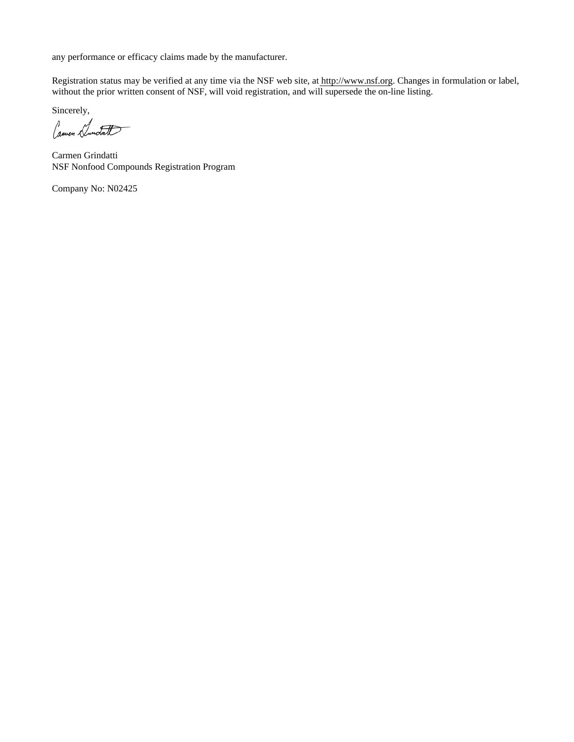any performance or efficacy claims made by the manufacturer.

Registration status may be verified at any time via the NSF web site, at http://www.nsf.org. Changes in formulation or label, without the prior written consent of NSF, will void registration, and will supersede the on-line listing.

Sincerely,

Carmen Grindatti
NSF Nonfood Compounds Registration Program

Company No: N02425